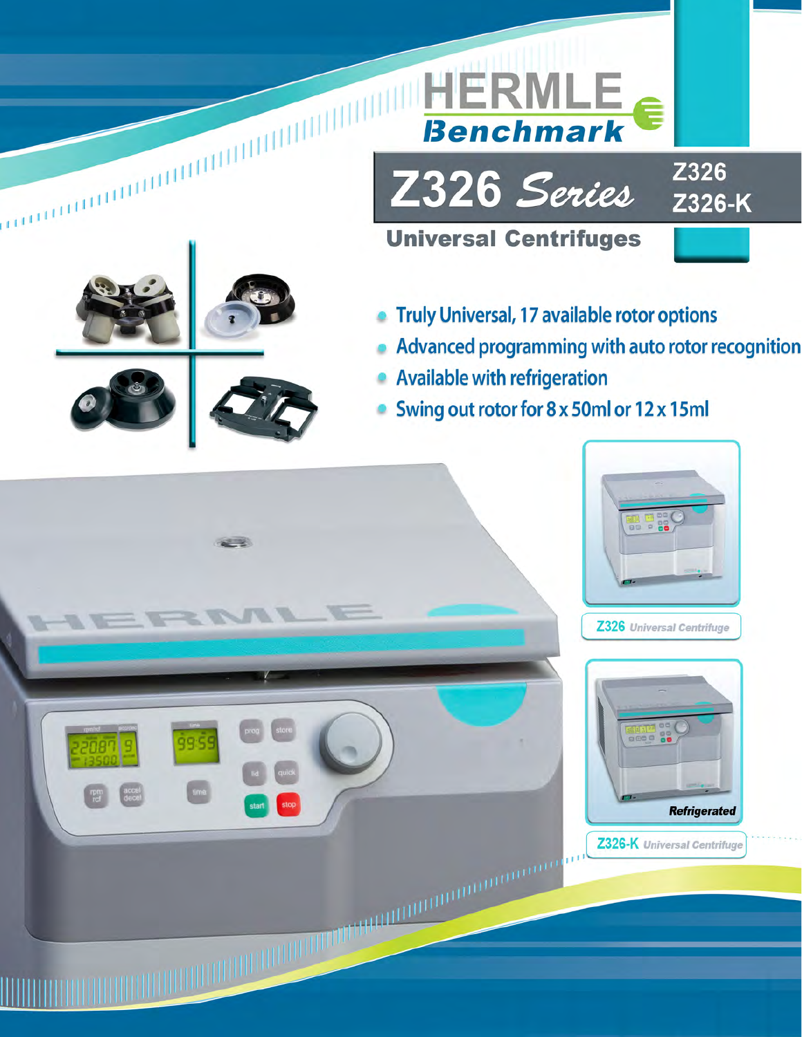# HERMLE Benchmark

## Z326 *Series*

Z326
Z326-K

### Universal Centrifuges

- Truly Universal, 17 available rotor options
- Advanced programming with auto rotor recognition
- Available with refrigeration
- Swing out rotor for 8 x 50ml or 12 x 15ml

**Z326** *Universal Centrifuge*

***Refrigerated***

**Z326-K** *Universal Centrifuge*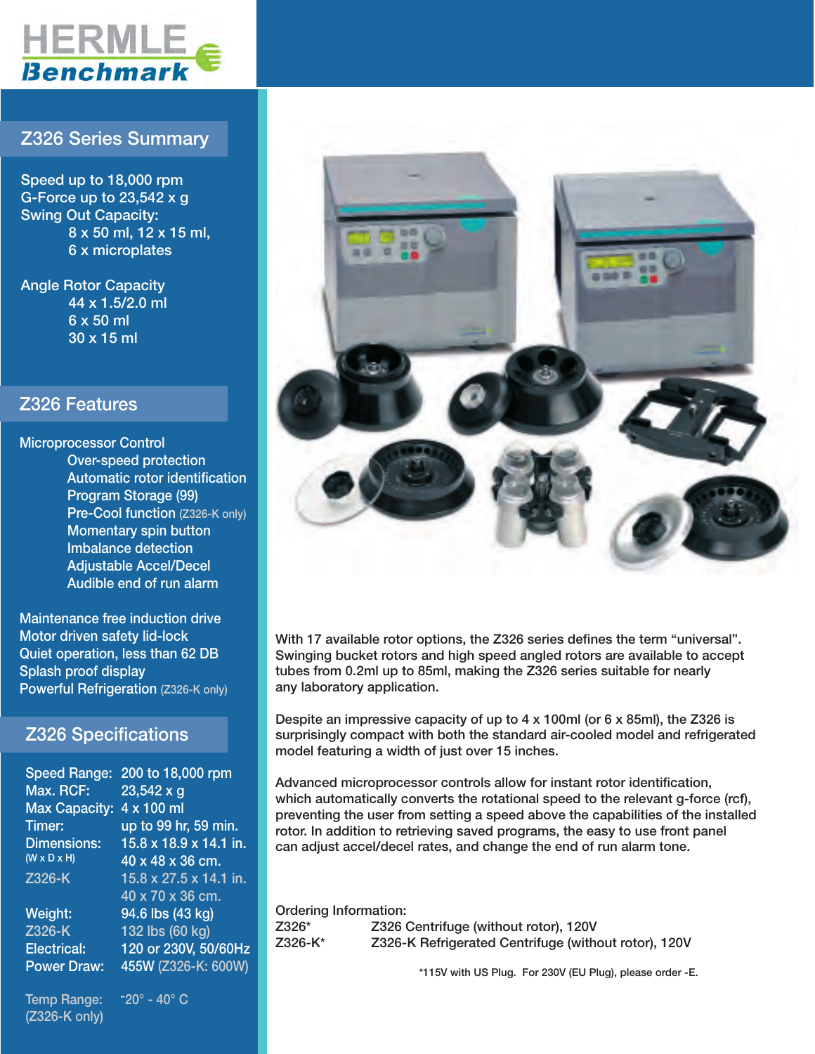# HERMLE Benchmark

## Z326 Series Summary

Speed up to 18,000 rpm
G-Force up to 23,542 x g
Swing Out Capacity:
- 8 x 50 ml, 12 x 15 ml,
- 6 x microplates

Angle Rotor Capacity
- 44 x 1.5/2.0 ml
- 6 x 50 ml
- 30 x 15 ml

## Z326 Features

Microprocessor Control
- Over-speed protection
- Automatic rotor identification
- Program Storage (99)
- Pre-Cool function (Z326-K only)
- Momentary spin button
- Imbalance detection
- Adjustable Accel/Decel
- Audible end of run alarm

Maintenance free induction drive
Motor driven safety lid-lock
Quiet operation, less than 62 DB
Splash proof display
Powerful Refrigeration (Z326-K only)

## Z326 Specifications

| | |
|---|---|
| Speed Range: | 200 to 18,000 rpm |
| Max. RCF: | 23,542 x g |
| Max Capacity: | 4 x 100 ml |
| Timer: | up to 99 hr, 59 min. |
| Dimensions: (W x D x H) | 15.8 x 18.9 x 14.1 in. 40 x 48 x 36 cm. |
| Z326-K | 15.8 x 27.5 x 14.1 in. 40 x 70 x 36 cm. |
| Weight: | 94.6 lbs (43 kg) |
| Z326-K | 132 lbs (60 kg) |
| Electrical: | 120 or 230V, 50/60Hz |
| Power Draw: | 455W (Z326-K: 600W) |
| Temp Range: (Z326-K only) | -20° - 40° C |

With 17 available rotor options, the Z326 series defines the term “universal”. Swinging bucket rotors and high speed angled rotors are available to accept tubes from 0.2ml up to 85ml, making the Z326 series suitable for nearly any laboratory application.

Despite an impressive capacity of up to 4 x 100ml (or 6 x 85ml), the Z326 is surprisingly compact with both the standard air-cooled model and refrigerated model featuring a width of just over 15 inches.

Advanced microprocessor controls allow for instant rotor identification, which automatically converts the rotational speed to the relevant g-force (rcf), preventing the user from setting a speed above the capabilities of the installed rotor. In addition to retrieving saved programs, the easy to use front panel can adjust accel/decel rates, and change the end of run alarm tone.

Ordering Information:

| | |
|---|---|
| Z326* | Z326 Centrifuge (without rotor), 120V |
| Z326-K* | Z326-K Refrigerated Centrifuge (without rotor), 120V |

*115V with US Plug. For 230V (EU Plug), please order -E.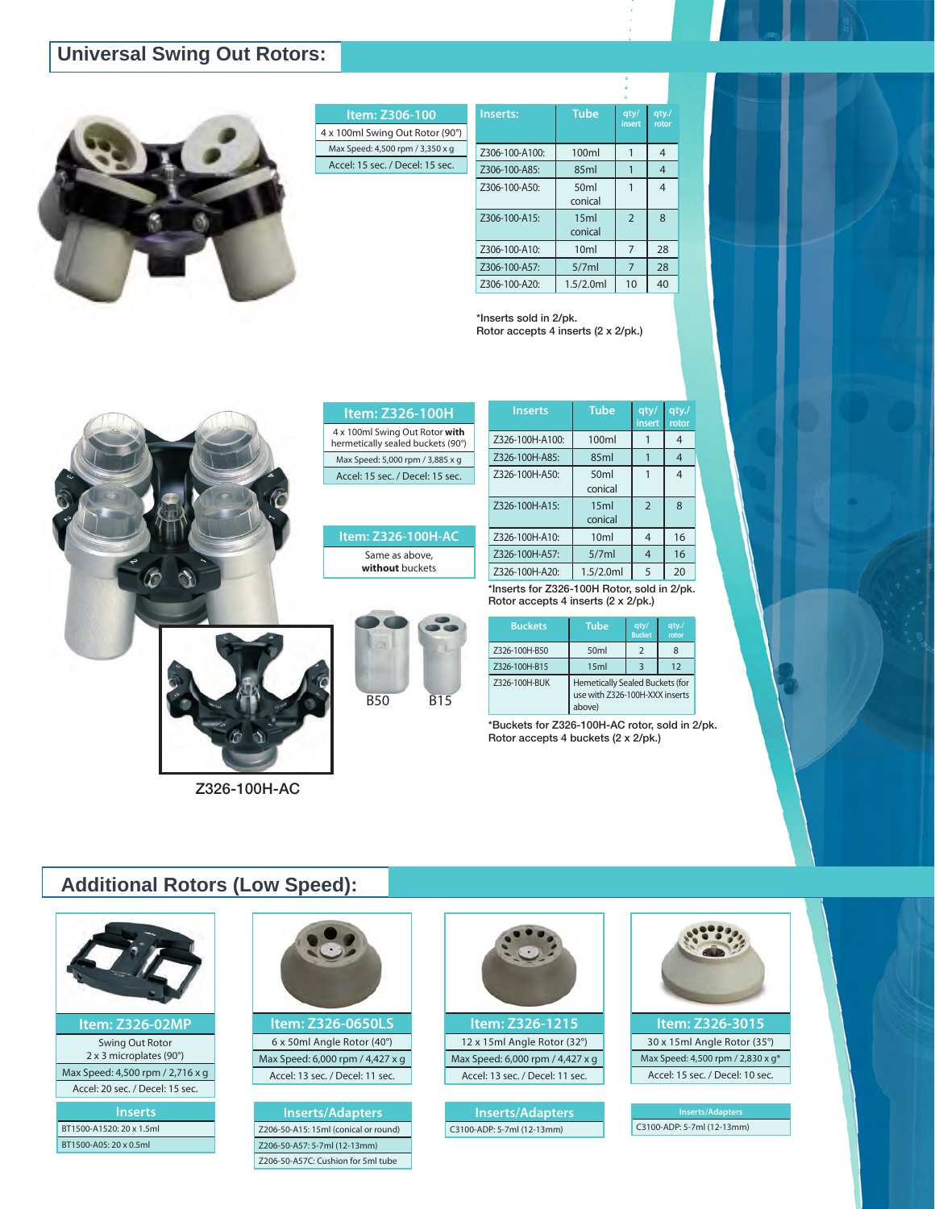## Universal Swing Out Rotors:

| Item: Z306-100 |
|---|
| 4 x 100ml Swing Out Rotor (90°) |
| Max Speed: 4,500 rpm / 3,350 x g |
| Accel: 15 sec. / Decel: 15 sec. |

| Inserts: | Tube | qty/ insert | qty./ rotor |
|---|---|---|---|
| Z306-100-A100: | 100ml | 1 | 4 |
| Z306-100-A85: | 85ml | 1 | 4 |
| Z306-100-A50: | 50ml conical | 1 | 4 |
| Z306-100-A15: | 15ml conical | 2 | 8 |
| Z306-100-A10: | 10ml | 7 | 28 |
| Z306-100-A57: | 5/7ml | 7 | 28 |
| Z306-100-A20: | 1.5/2.0ml | 10 | 40 |

*Inserts sold in 2/pk.
Rotor accepts 4 inserts (2 x 2/pk.)

| Item: Z326-100H |
|---|
| 4 x 100ml Swing Out Rotor **with** hermetically sealed buckets (90°) |
| Max Speed: 5,000 rpm / 3,885 x g |
| Accel: 15 sec. / Decel: 15 sec. |

| Item: Z326-100H-AC |
|---|
| Same as above, **without** buckets |

| Inserts | Tube | qty/ insert | qty./ rotor |
|---|---|---|---|
| Z326-100H-A100: | 100ml | 1 | 4 |
| Z326-100H-A85: | 85ml | 1 | 4 |
| Z326-100H-A50: | 50ml conical | 1 | 4 |
| Z326-100H-A15: | 15ml conical | 2 | 8 |
| Z326-100H-A10: | 10ml | 4 | 16 |
| Z326-100H-A57: | 5/7ml | 4 | 16 |
| Z326-100H-A20: | 1.5/2.0ml | 5 | 20 |

*Inserts for Z326-100H Rotor, sold in 2/pk.
Rotor accepts 4 inserts (2 x 2/pk.)

B50 B15

| Buckets | Tube | qty/ Bucket | qty./ rotor |
|---|---|---|---|
| Z326-100H-B50 | 50ml | 2 | 8 |
| Z326-100H-B15 | 15ml | 3 | 12 |
| Z326-100H-BUK | Hemetically Sealed Buckets (for use with Z326-100H-XXX inserts above) | | |

*Buckets for Z326-100H-AC rotor, sold in 2/pk.
Rotor accepts 4 buckets (2 x 2/pk.)

Z326-100H-AC

## Additional Rotors (Low Speed):

| Item: Z326-02MP |
|---|
| Swing Out Rotor 2 x 3 microplates (90°) |
| Max Speed: 4,500 rpm / 2,716 x g |
| Accel: 20 sec. / Decel: 15 sec. |

| Inserts |
|---|
| BT1500-A1520: 20 x 1.5ml |
| BT1500-A05: 20 x 0.5ml |

| Item: Z326-0650LS |
|---|
| 6 x 50ml Angle Rotor (40°) |
| Max Speed: 6,000 rpm / 4,427 x g |
| Accel: 13 sec. / Decel: 11 sec. |

| Inserts/Adapters |
|---|
| Z206-50-A15: 15ml (conical or round) |
| Z206-50-A57: 5-7ml (12-13mm) |
| Z206-50-A57C: Cushion for 5ml tube |

| Item: Z326-1215 |
|---|
| 12 x 15ml Angle Rotor (32°) |
| Max Speed: 6,000 rpm / 4,427 x g |
| Accel: 13 sec. / Decel: 11 sec. |

| Inserts/Adapters |
|---|
| C3100-ADP: 5-7ml (12-13mm) |

| Item: Z326-3015 |
|---|
| 30 x 15ml Angle Rotor (35°) |
| Max Speed: 4,500 rpm / 2,830 x g* |
| Accel: 15 sec. / Decel: 10 sec. |

| Inserts/Adapters |
|---|
| C3100-ADP: 5-7ml (12-13mm) |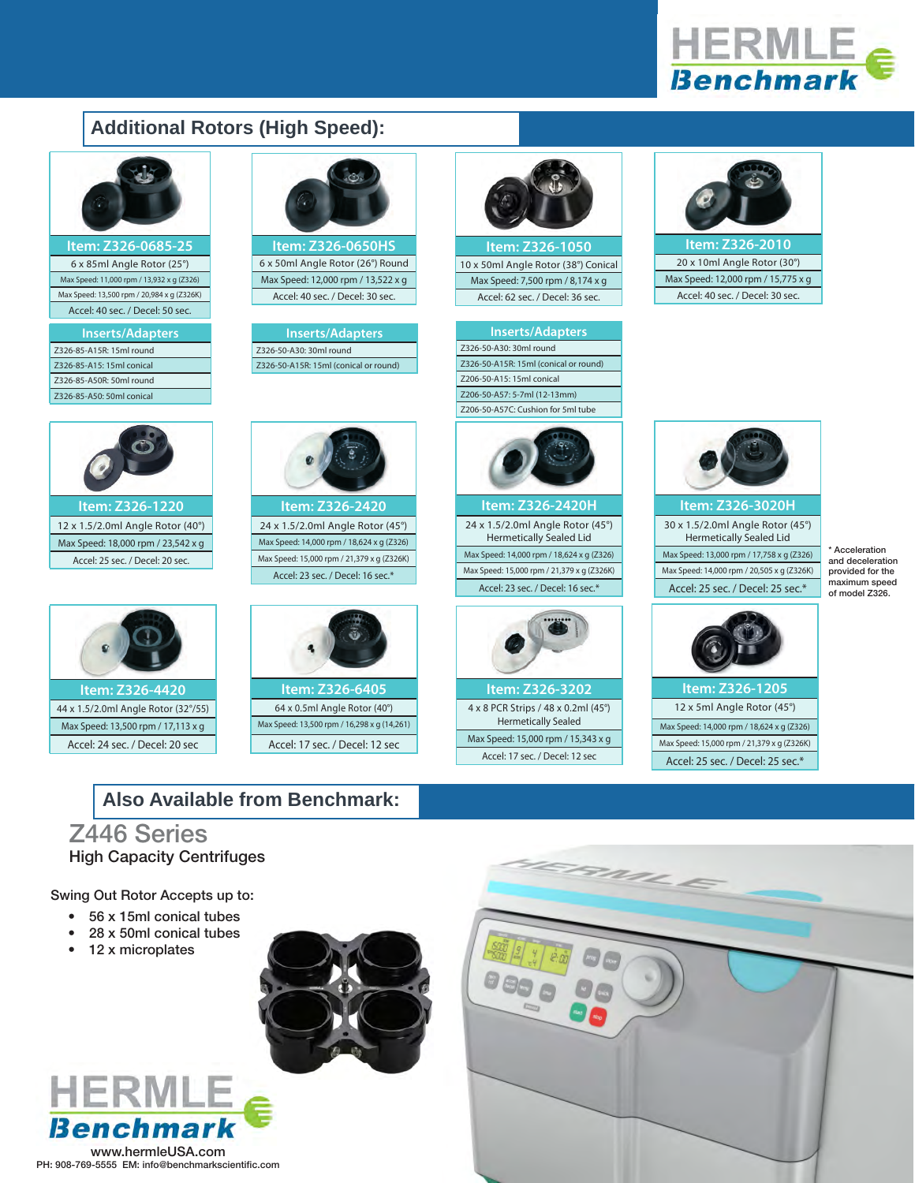## Additional Rotors (High Speed):

**Item: Z326-0685-25**

6 x 85ml Angle Rotor (25°)
Max Speed: 11,000 rpm / 13,932 x g (Z326)
Max Speed: 13,500 rpm / 20,984 x g (Z326K)
Accel: 40 sec. / Decel: 50 sec.

**Inserts/Adapters**

- Z326-85-A15R: 15ml round
- Z326-85-A15: 15ml conical
- Z326-85-A50R: 50ml round
- Z326-85-A50: 50ml conical

**Item: Z326-0650HS**

6 x 50ml Angle Rotor (26°) Round
Max Speed: 12,000 rpm / 13,522 x g
Accel: 40 sec. / Decel: 30 sec.

**Inserts/Adapters**

- Z326-50-A30: 30ml round
- Z326-50-A15R: 15ml (conical or round)

**Item: Z326-1050**

10 x 50ml Angle Rotor (38°) Conical
Max Speed: 7,500 rpm / 8,174 x g
Accel: 62 sec. / Decel: 36 sec.

**Inserts/Adapters**

- Z326-50-A30: 30ml round
- Z326-50-A15R: 15ml (conical or round)
- Z206-50-A15: 15ml conical
- Z206-50-A57: 5-7ml (12-13mm)
- Z206-50-A57C: Cushion for 5ml tube

**Item: Z326-2010**

20 x 10ml Angle Rotor (30°)
Max Speed: 12,000 rpm / 15,775 x g
Accel: 40 sec. / Decel: 30 sec.

**Item: Z326-1220**

12 x 1.5/2.0ml Angle Rotor (40°)
Max Speed: 18,000 rpm / 23,542 x g
Accel: 25 sec. / Decel: 20 sec.

**Item: Z326-2420**

24 x 1.5/2.0ml Angle Rotor (45°)
Max Speed: 14,000 rpm / 18,624 x g (Z326)
Max Speed: 15,000 rpm / 21,379 x g (Z326K)
Accel: 23 sec. / Decel: 16 sec.*

**Item: Z326-2420H**

24 x 1.5/2.0ml Angle Rotor (45°) Hermetically Sealed Lid
Max Speed: 14,000 rpm / 18,624 x g (Z326)
Max Speed: 15,000 rpm / 21,379 x g (Z326K)
Accel: 23 sec. / Decel: 16 sec.*

**Item: Z326-3020H**

30 x 1.5/2.0ml Angle Rotor (45°) Hermetically Sealed Lid
Max Speed: 13,000 rpm / 17,758 x g (Z326)
Max Speed: 14,000 rpm / 20,505 x g (Z326K)
Accel: 25 sec. / Decel: 25 sec.*

\* Acceleration and deceleration provided for the maximum speed of model Z326.

**Item: Z326-4420**

44 x 1.5/2.0ml Angle Rotor (32°/55)
Max Speed: 13,500 rpm / 17,113 x g
Accel: 24 sec. / Decel: 20 sec

**Item: Z326-6405**

64 x 0.5ml Angle Rotor (40°)
Max Speed: 13,500 rpm / 16,298 x g (14,261)
Accel: 17 sec. / Decel: 12 sec

**Item: Z326-3202**

4 x 8 PCR Strips / 48 x 0.2ml (45°) Hermetically Sealed
Max Speed: 15,000 rpm / 15,343 x g
Accel: 17 sec. / Decel: 12 sec

**Item: Z326-1205**

12 x 5ml Angle Rotor (45°)
Max Speed: 14,000 rpm / 18,624 x g (Z326)
Max Speed: 15,000 rpm / 21,379 x g (Z326K)
Accel: 25 sec. / Decel: 25 sec.*

## Also Available from Benchmark:

### Z446 Series

High Capacity Centrifuges

Swing Out Rotor Accepts up to:

- 56 x 15ml conical tubes
- 28 x 50ml conical tubes
- 12 x microplates

HERMLE Benchmark

www.hermleUSA.com
PH: 908-769-5555 EM: info@benchmarkscientific.com